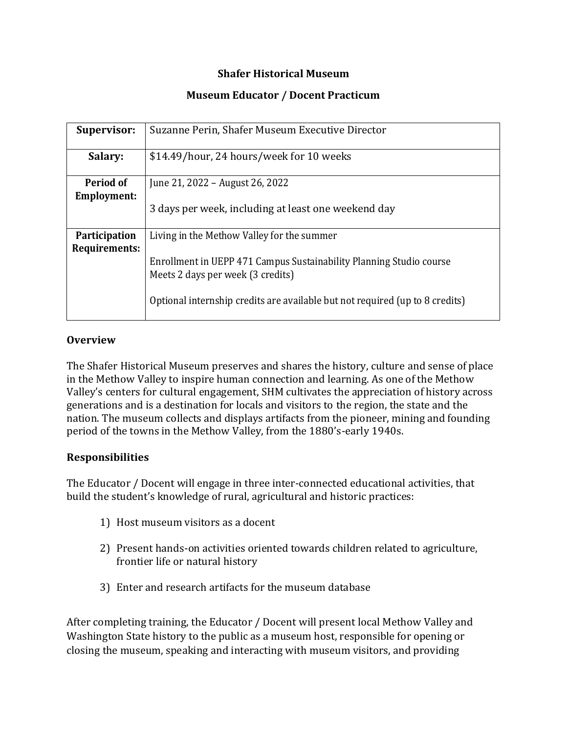# Shafer Historical Museum

## Museum Educator / Docent Practicum

| **Supervisor:** | Suzanne Perin, Shafer Museum Executive Director |
|---|---|
| **Salary:** | $14.49/hour, 24 hours/week for 10 weeks |
| **Period of Employment:** | June 21, 2022 – August 26, 2022<br><br>3 days per week, including at least one weekend day |
| **Participation Requirements:** | Living in the Methow Valley for the summer<br><br>Enrollment in UEPP 471 Campus Sustainability Planning Studio course<br>Meets 2 days per week (3 credits)<br><br>Optional internship credits are available but not required (up to 8 credits) |

### Overview

The Shafer Historical Museum preserves and shares the history, culture and sense of place in the Methow Valley to inspire human connection and learning. As one of the Methow Valley's centers for cultural engagement, SHM cultivates the appreciation of history across generations and is a destination for locals and visitors to the region, the state and the nation. The museum collects and displays artifacts from the pioneer, mining and founding period of the towns in the Methow Valley, from the 1880's-early 1940s.

### Responsibilities

The Educator / Docent will engage in three inter-connected educational activities, that build the student's knowledge of rural, agricultural and historic practices:

1) Host museum visitors as a docent
2) Present hands-on activities oriented towards children related to agriculture, frontier life or natural history
3) Enter and research artifacts for the museum database

After completing training, the Educator / Docent will present local Methow Valley and Washington State history to the public as a museum host, responsible for opening or closing the museum, speaking and interacting with museum visitors, and providing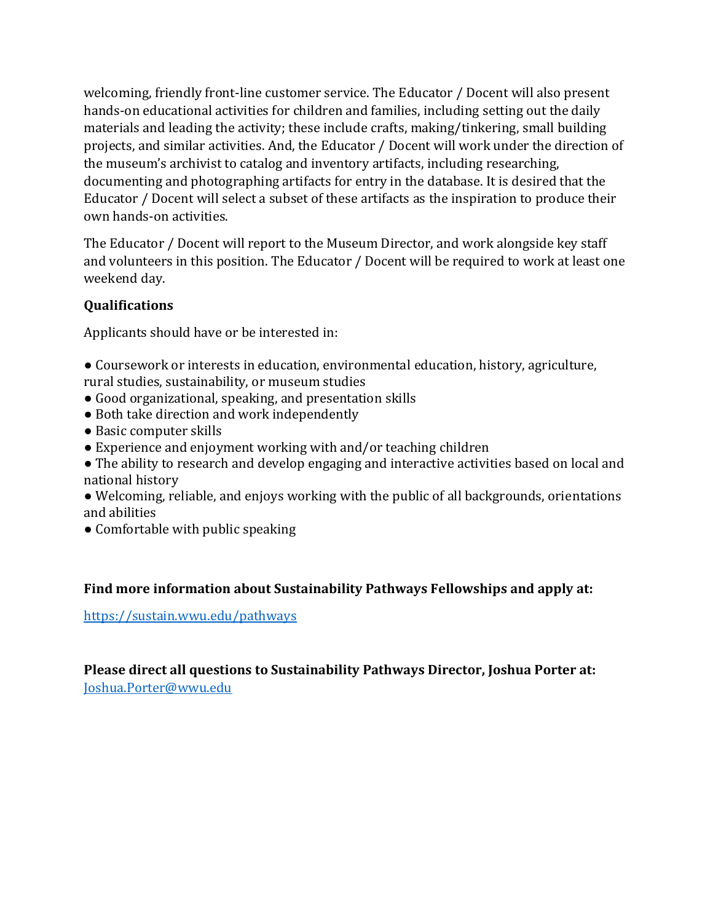welcoming, friendly front-line customer service. The Educator / Docent will also present hands-on educational activities for children and families, including setting out the daily materials and leading the activity; these include crafts, making/tinkering, small building projects, and similar activities. And, the Educator / Docent will work under the direction of the museum's archivist to catalog and inventory artifacts, including researching, documenting and photographing artifacts for entry in the database. It is desired that the Educator / Docent will select a subset of these artifacts as the inspiration to produce their own hands-on activities.

The Educator / Docent will report to the Museum Director, and work alongside key staff and volunteers in this position. The Educator / Docent will be required to work at least one weekend day.

**Qualifications**

Applicants should have or be interested in:

- Coursework or interests in education, environmental education, history, agriculture, rural studies, sustainability, or museum studies
- Good organizational, speaking, and presentation skills
- Both take direction and work independently
- Basic computer skills
- Experience and enjoyment working with and/or teaching children
- The ability to research and develop engaging and interactive activities based on local and national history
- Welcoming, reliable, and enjoys working with the public of all backgrounds, orientations and abilities
- Comfortable with public speaking

**Find more information about Sustainability Pathways Fellowships and apply at:**

https://sustain.wwu.edu/pathways

**Please direct all questions to Sustainability Pathways Director, Joshua Porter at:**
Joshua.Porter@wwu.edu